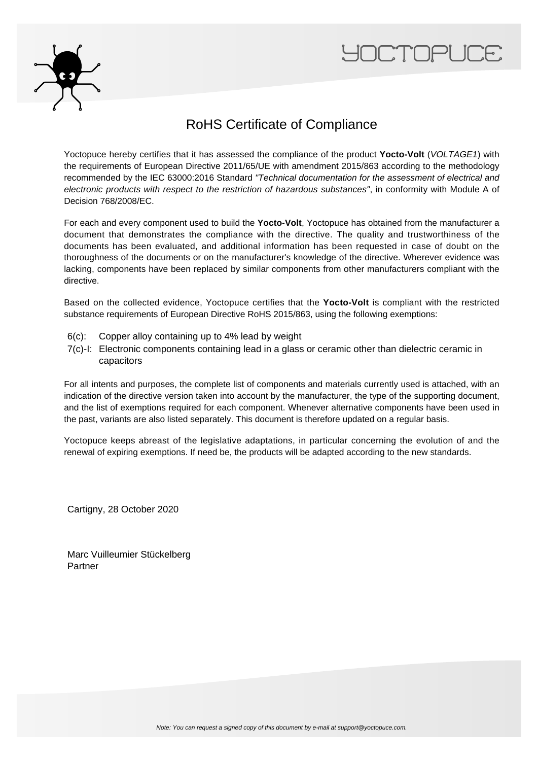YOCTOPUCE

# RoHS Certificate of Compliance

Yoctopuce hereby certifies that it has assessed the compliance of the product **Yocto-Volt** (*VOLTAGE1*) with the requirements of European Directive 2011/65/UE with amendment 2015/863 according to the methodology recommended by the IEC 63000:2016 Standard *"Technical documentation for the assessment of electrical and electronic products with respect to the restriction of hazardous substances"*, in conformity with Module A of Decision 768/2008/EC.

For each and every component used to build the **Yocto-Volt**, Yoctopuce has obtained from the manufacturer a document that demonstrates the compliance with the directive. The quality and trustworthiness of the documents has been evaluated, and additional information has been requested in case of doubt on the thoroughness of the documents or on the manufacturer's knowledge of the directive. Wherever evidence was lacking, components have been replaced by similar components from other manufacturers compliant with the directive.

Based on the collected evidence, Yoctopuce certifies that the **Yocto-Volt** is compliant with the restricted substance requirements of European Directive RoHS 2015/863, using the following exemptions:

- 6(c): Copper alloy containing up to 4% lead by weight
- 7(c)-I: Electronic components containing lead in a glass or ceramic other than dielectric ceramic in capacitors

For all intents and purposes, the complete list of components and materials currently used is attached, with an indication of the directive version taken into account by the manufacturer, the type of the supporting document, and the list of exemptions required for each component. Whenever alternative components have been used in the past, variants are also listed separately. This document is therefore updated on a regular basis.

Yoctopuce keeps abreast of the legislative adaptations, in particular concerning the evolution of and the renewal of expiring exemptions. If need be, the products will be adapted according to the new standards.

Cartigny, 28 October 2020

Marc Vuilleumier Stückelberg
Partner

*Note: You can request a signed copy of this document by e-mail at support@yoctopuce.com.*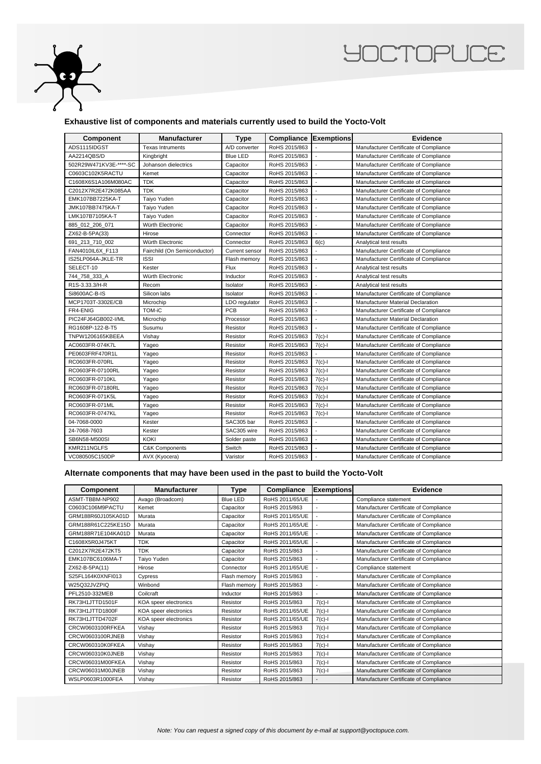## Exhaustive list of components and materials currently used to build the Yocto-Volt

| Component | Manufacturer | Type | Compliance | Exemptions | Evidence |
|---|---|---|---|---|---|
| ADS1115IDGST | Texas Intruments | A/D converter | RoHS 2015/863 | - | Manufacturer Certificate of Compliance |
| AA2214QBS/D | Kingbright | Blue LED | RoHS 2015/863 | - | Manufacturer Certificate of Compliance |
| 502R29W471KV3E-****-SC | Johanson dielectrics | Capacitor | RoHS 2015/863 | - | Manufacturer Certificate of Compliance |
| C0603C102K5RACTU | Kemet | Capacitor | RoHS 2015/863 | - | Manufacturer Certificate of Compliance |
| C1608X6S1A106M080AC | TDK | Capacitor | RoHS 2015/863 | - | Manufacturer Certificate of Compliance |
| C2012X7R2E472K085AA | TDK | Capacitor | RoHS 2015/863 | - | Manufacturer Certificate of Compliance |
| EMK107BB7225KA-T | Taiyo Yuden | Capacitor | RoHS 2015/863 | - | Manufacturer Certificate of Compliance |
| JMK107BB7475KA-T | Taiyo Yuden | Capacitor | RoHS 2015/863 | - | Manufacturer Certificate of Compliance |
| LMK107B7105KA-T | Taiyo Yuden | Capacitor | RoHS 2015/863 | - | Manufacturer Certificate of Compliance |
| 885_012_206_071 | Würth Electronic | Capacitor | RoHS 2015/863 | - | Manufacturer Certificate of Compliance |
| ZX62-B-5PA(33) | Hirose | Connector | RoHS 2015/863 | - | Manufacturer Certificate of Compliance |
| 691_213_710_002 | Würth Electronic | Connector | RoHS 2015/863 | 6(c) | Analytical test results |
| FAN4010IL6X_F113 | Fairchild (On Semiconductor) | Current sensor | RoHS 2015/863 | - | Manufacturer Certificate of Compliance |
| IS25LP064A-JKLE-TR | ISSI | Flash memory | RoHS 2015/863 | - | Manufacturer Certificate of Compliance |
| SELECT-10 | Kester | Flux | RoHS 2015/863 | - | Analytical test results |
| 744_758_333_A | Würth Electronic | Inductor | RoHS 2015/863 | - | Analytical test results |
| R1S-3.33.3/H-R | Recom | Isolator | RoHS 2015/863 | - | Analytical test results |
| Si8600AC-B-IS | Silicon labs | Isolator | RoHS 2015/863 | - | Manufacturer Certificate of Compliance |
| MCP1703T-3302E/CB | Microchip | LDO regulator | RoHS 2015/863 | - | Manufacturer Material Declaration |
| FR4-ENIG | TOM-iC | PCB | RoHS 2015/863 | - | Manufacturer Certificate of Compliance |
| PIC24FJ64GB002-I/ML | Microchip | Processor | RoHS 2015/863 | - | Manufacturer Material Declaration |
| RG1608P-122-B-T5 | Susumu | Resistor | RoHS 2015/863 | - | Manufacturer Certificate of Compliance |
| TNPW1206165KBEEA | Vishay | Resistor | RoHS 2015/863 | 7(c)-I | Manufacturer Certificate of Compliance |
| AC0603FR-074K7L | Yageo | Resistor | RoHS 2015/863 | 7(c)-I | Manufacturer Certificate of Compliance |
| PE0603FRF470R1L | Yageo | Resistor | RoHS 2015/863 | - | Manufacturer Certificate of Compliance |
| RC0603FR-070RL | Yageo | Resistor | RoHS 2015/863 | 7(c)-I | Manufacturer Certificate of Compliance |
| RC0603FR-07100RL | Yageo | Resistor | RoHS 2015/863 | 7(c)-I | Manufacturer Certificate of Compliance |
| RC0603FR-0710KL | Yageo | Resistor | RoHS 2015/863 | 7(c)-I | Manufacturer Certificate of Compliance |
| RC0603FR-07180RL | Yageo | Resistor | RoHS 2015/863 | 7(c)-I | Manufacturer Certificate of Compliance |
| RC0603FR-071K5L | Yageo | Resistor | RoHS 2015/863 | 7(c)-I | Manufacturer Certificate of Compliance |
| RC0603FR-071ML | Yageo | Resistor | RoHS 2015/863 | 7(c)-I | Manufacturer Certificate of Compliance |
| RC0603FR-0747KL | Yageo | Resistor | RoHS 2015/863 | 7(c)-I | Manufacturer Certificate of Compliance |
| 04-7068-0000 | Kester | SAC305 bar | RoHS 2015/863 | - | Manufacturer Certificate of Compliance |
| 24-7068-7603 | Kester | SAC305 wire | RoHS 2015/863 | - | Manufacturer Certificate of Compliance |
| SB6N58-M500SI | KOKI | Solder paste | RoHS 2015/863 | - | Manufacturer Certificate of Compliance |
| KMR211NGLFS | C&K Components | Switch | RoHS 2015/863 | - | Manufacturer Certificate of Compliance |
| VC080505C150DP | AVX (Kyocera) | Varistor | RoHS 2015/863 | - | Manufacturer Certificate of Compliance |

## Alternate components that may have been used in the past to build the Yocto-Volt

| Component | Manufacturer | Type | Compliance | Exemptions | Evidence |
|---|---|---|---|---|---|
| ASMT-TBBM-NP902 | Avago (Broadcom) | Blue LED | RoHS 2011/65/UE | - | Compliance statement |
| C0603C106M9PACTU | Kemet | Capacitor | RoHS 2015/863 | - | Manufacturer Certificate of Compliance |
| GRM188R60J105KA01D | Murata | Capacitor | RoHS 2011/65/UE | - | Manufacturer Certificate of Compliance |
| GRM188R61C225KE15D | Murata | Capacitor | RoHS 2011/65/UE | - | Manufacturer Certificate of Compliance |
| GRM188R71E104KA01D | Murata | Capacitor | RoHS 2011/65/UE | - | Manufacturer Certificate of Compliance |
| C1608X5R0J475KT | TDK | Capacitor | RoHS 2011/65/UE | - | Manufacturer Certificate of Compliance |
| C2012X7R2E472KT5 | TDK | Capacitor | RoHS 2015/863 | - | Manufacturer Certificate of Compliance |
| EMK107BC6106MA-T | Taiyo Yuden | Capacitor | RoHS 2015/863 | - | Manufacturer Certificate of Compliance |
| ZX62-B-5PA(11) | Hirose | Connector | RoHS 2011/65/UE | - | Compliance statement |
| S25FL164K0XNFI013 | Cypress | Flash memory | RoHS 2015/863 | - | Manufacturer Certificate of Compliance |
| W25Q32JVZPIQ | Winbond | Flash memory | RoHS 2015/863 | - | Manufacturer Certificate of Compliance |
| PFL2510-332MEB | Coilcraft | Inductor | RoHS 2015/863 | - | Manufacturer Certificate of Compliance |
| RK73H1JTTD1501F | KOA speer electronics | Resistor | RoHS 2015/863 | 7(c)-I | Manufacturer Certificate of Compliance |
| RK73H1JTTD1800F | KOA speer electronics | Resistor | RoHS 2011/65/UE | 7(c)-I | Manufacturer Certificate of Compliance |
| RK73H1JTTD4702F | KOA speer electronics | Resistor | RoHS 2011/65/UE | 7(c)-I | Manufacturer Certificate of Compliance |
| CRCW0603100RFKEA | Vishay | Resistor | RoHS 2015/863 | 7(c)-I | Manufacturer Certificate of Compliance |
| CRCW0603100RJNEB | Vishay | Resistor | RoHS 2015/863 | 7(c)-I | Manufacturer Certificate of Compliance |
| CRCW060310K0FKEA | Vishay | Resistor | RoHS 2015/863 | 7(c)-I | Manufacturer Certificate of Compliance |
| CRCW060310K0JNEB | Vishay | Resistor | RoHS 2015/863 | 7(c)-I | Manufacturer Certificate of Compliance |
| CRCW06031M00FKEA | Vishay | Resistor | RoHS 2015/863 | 7(c)-I | Manufacturer Certificate of Compliance |
| CRCW06031M00JNEB | Vishay | Resistor | RoHS 2015/863 | 7(c)-I | Manufacturer Certificate of Compliance |
| WSLP0603R1000FEA | Vishay | Resistor | RoHS 2015/863 | - | Manufacturer Certificate of Compliance |

*Note: You can request a signed copy of this document by e-mail at support@yoctopuce.com.*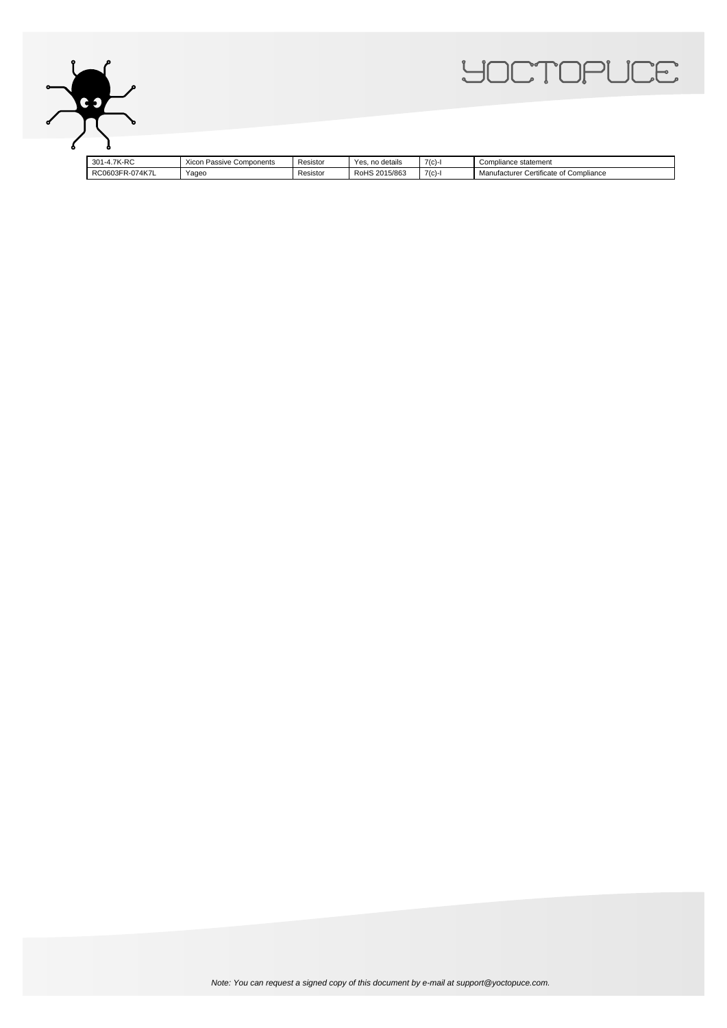| | | | | | |
|---|---|---|---|---|---|
| 301-4.7K-RC | Xicon Passive Components | Resistor | Yes, no details | 7(c)-I | Compliance statement |
| RC0603FR-074K7L | Yageo | Resistor | RoHS 2015/863 | 7(c)-I | Manufacturer Certificate of Compliance |

*Note: You can request a signed copy of this document by e-mail at support@yoctopuce.com.*